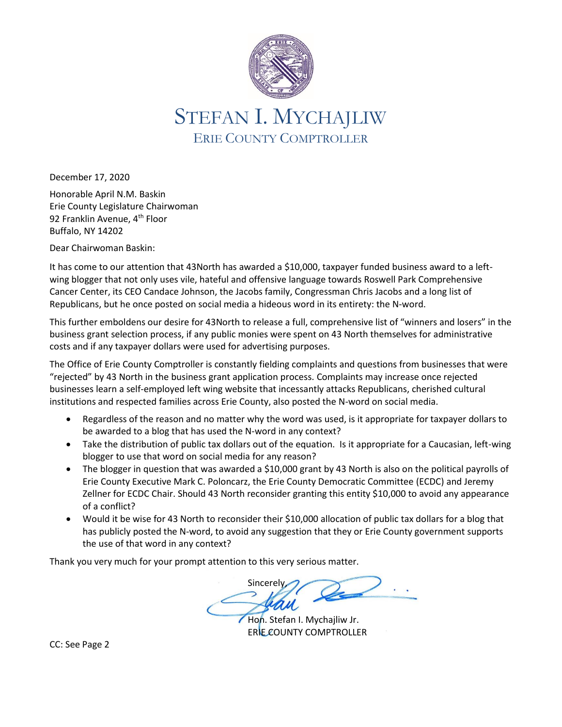# STEFAN I. MYCHAJLIW
## ERIE COUNTY COMPTROLLER

December 17, 2020

Honorable April N.M. Baskin
Erie County Legislature Chairwoman
92 Franklin Avenue, 4th Floor
Buffalo, NY 14202

Dear Chairwoman Baskin:

It has come to our attention that 43North has awarded a $10,000, taxpayer funded business award to a left-wing blogger that not only uses vile, hateful and offensive language towards Roswell Park Comprehensive Cancer Center, its CEO Candace Johnson, the Jacobs family, Congressman Chris Jacobs and a long list of Republicans, but he once posted on social media a hideous word in its entirety: the N-word.

This further emboldens our desire for 43North to release a full, comprehensive list of "winners and losers" in the business grant selection process, if any public monies were spent on 43 North themselves for administrative costs and if any taxpayer dollars were used for advertising purposes.

The Office of Erie County Comptroller is constantly fielding complaints and questions from businesses that were "rejected" by 43 North in the business grant application process. Complaints may increase once rejected businesses learn a self-employed left wing website that incessantly attacks Republicans, cherished cultural institutions and respected families across Erie County, also posted the N-word on social media.

- Regardless of the reason and no matter why the word was used, is it appropriate for taxpayer dollars to be awarded to a blog that has used the N-word in any context?
- Take the distribution of public tax dollars out of the equation. Is it appropriate for a Caucasian, left-wing blogger to use that word on social media for any reason?
- The blogger in question that was awarded a $10,000 grant by 43 North is also on the political payrolls of Erie County Executive Mark C. Poloncarz, the Erie County Democratic Committee (ECDC) and Jeremy Zellner for ECDC Chair. Should 43 North reconsider granting this entity $10,000 to avoid any appearance of a conflict?
- Would it be wise for 43 North to reconsider their $10,000 allocation of public tax dollars for a blog that has publicly posted the N-word, to avoid any suggestion that they or Erie County government supports the use of that word in any context?

Thank you very much for your prompt attention to this very serious matter.

Sincerely,

Hon. Stefan I. Mychajliw Jr.
ERIE COUNTY COMPTROLLER

CC: See Page 2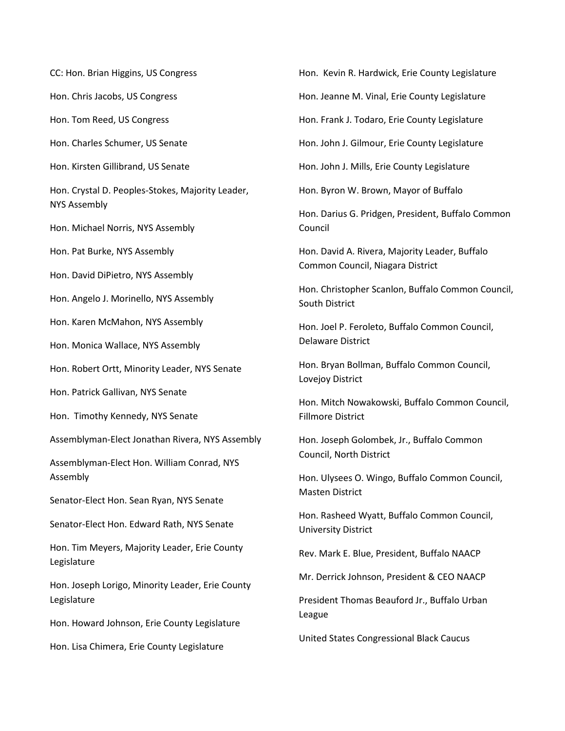CC: Hon. Brian Higgins, US Congress

Hon. Chris Jacobs, US Congress

Hon. Tom Reed, US Congress

Hon. Charles Schumer, US Senate

Hon. Kirsten Gillibrand, US Senate

Hon. Crystal D. Peoples-Stokes, Majority Leader, NYS Assembly

Hon. Michael Norris, NYS Assembly

Hon. Pat Burke, NYS Assembly

Hon. David DiPietro, NYS Assembly

Hon. Angelo J. Morinello, NYS Assembly

Hon. Karen McMahon, NYS Assembly

Hon. Monica Wallace, NYS Assembly

Hon. Robert Ortt, Minority Leader, NYS Senate

Hon. Patrick Gallivan, NYS Senate

Hon. Timothy Kennedy, NYS Senate

Assemblyman-Elect Jonathan Rivera, NYS Assembly

Assemblyman-Elect Hon. William Conrad, NYS Assembly

Senator-Elect Hon. Sean Ryan, NYS Senate

Senator-Elect Hon. Edward Rath, NYS Senate

Hon. Tim Meyers, Majority Leader, Erie County Legislature

Hon. Joseph Lorigo, Minority Leader, Erie County Legislature

Hon. Howard Johnson, Erie County Legislature

Hon. Lisa Chimera, Erie County Legislature

Hon. Kevin R. Hardwick, Erie County Legislature

Hon. Jeanne M. Vinal, Erie County Legislature

Hon. Frank J. Todaro, Erie County Legislature

Hon. John J. Gilmour, Erie County Legislature

Hon. John J. Mills, Erie County Legislature

Hon. Byron W. Brown, Mayor of Buffalo

Hon. Darius G. Pridgen, President, Buffalo Common Council

Hon. David A. Rivera, Majority Leader, Buffalo Common Council, Niagara District

Hon. Christopher Scanlon, Buffalo Common Council, South District

Hon. Joel P. Feroleto, Buffalo Common Council, Delaware District

Hon. Bryan Bollman, Buffalo Common Council, Lovejoy District

Hon. Mitch Nowakowski, Buffalo Common Council, Fillmore District

Hon. Joseph Golombek, Jr., Buffalo Common Council, North District

Hon. Ulysees O. Wingo, Buffalo Common Council, Masten District

Hon. Rasheed Wyatt, Buffalo Common Council, University District

Rev. Mark E. Blue, President, Buffalo NAACP

Mr. Derrick Johnson, President & CEO NAACP

President Thomas Beauford Jr., Buffalo Urban League

United States Congressional Black Caucus